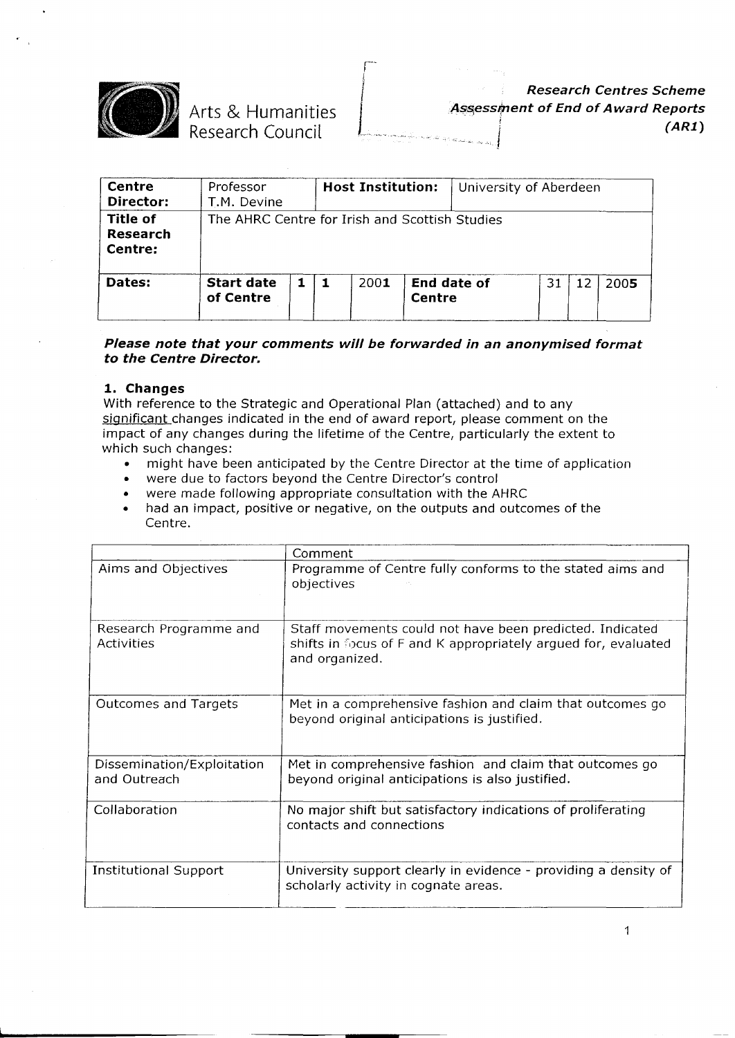Arts & Humanities Research Council

***Research Centres Scheme***
***Assessment of End of Award Reports***
***(AR1)***

| **Centre Director:** | Professor T.M. Devine | **Host Institution:** | University of Aberdeen | | | | | |
|---|---|---|---|---|---|---|---|---|
| **Title of Research Centre:** | The AHRC Centre for Irish and Scottish Studies | | | | | | | |
| **Dates:** | **Start date of Centre** | 1 | 1 | 2001 | **End date of Centre** | 31 | 12 | 2005 |

***Please note that your comments will be forwarded in an anonymised format to the Centre Director.***

**1. Changes**

With reference to the Strategic and Operational Plan (attached) and to any significant changes indicated in the end of award report, please comment on the impact of any changes during the lifetime of the Centre, particularly the extent to which such changes:

- might have been anticipated by the Centre Director at the time of application
- were due to factors beyond the Centre Director's control
- were made following appropriate consultation with the AHRC
- had an impact, positive or negative, on the outputs and outcomes of the Centre.

| | Comment |
|---|---|
| Aims and Objectives | Programme of Centre fully conforms to the stated aims and objectives |
| Research Programme and Activities | Staff movements could not have been predicted. Indicated shifts in focus of F and K appropriately argued for, evaluated and organized. |
| Outcomes and Targets | Met in a comprehensive fashion and claim that outcomes go beyond original anticipations is justified. |
| Dissemination/Exploitation and Outreach | Met in comprehensive fashion and claim that outcomes go beyond original anticipations is also justified. |
| Collaboration | No major shift but satisfactory indications of proliferating contacts and connections |
| Institutional Support | University support clearly in evidence - providing a density of scholarly activity in cognate areas. |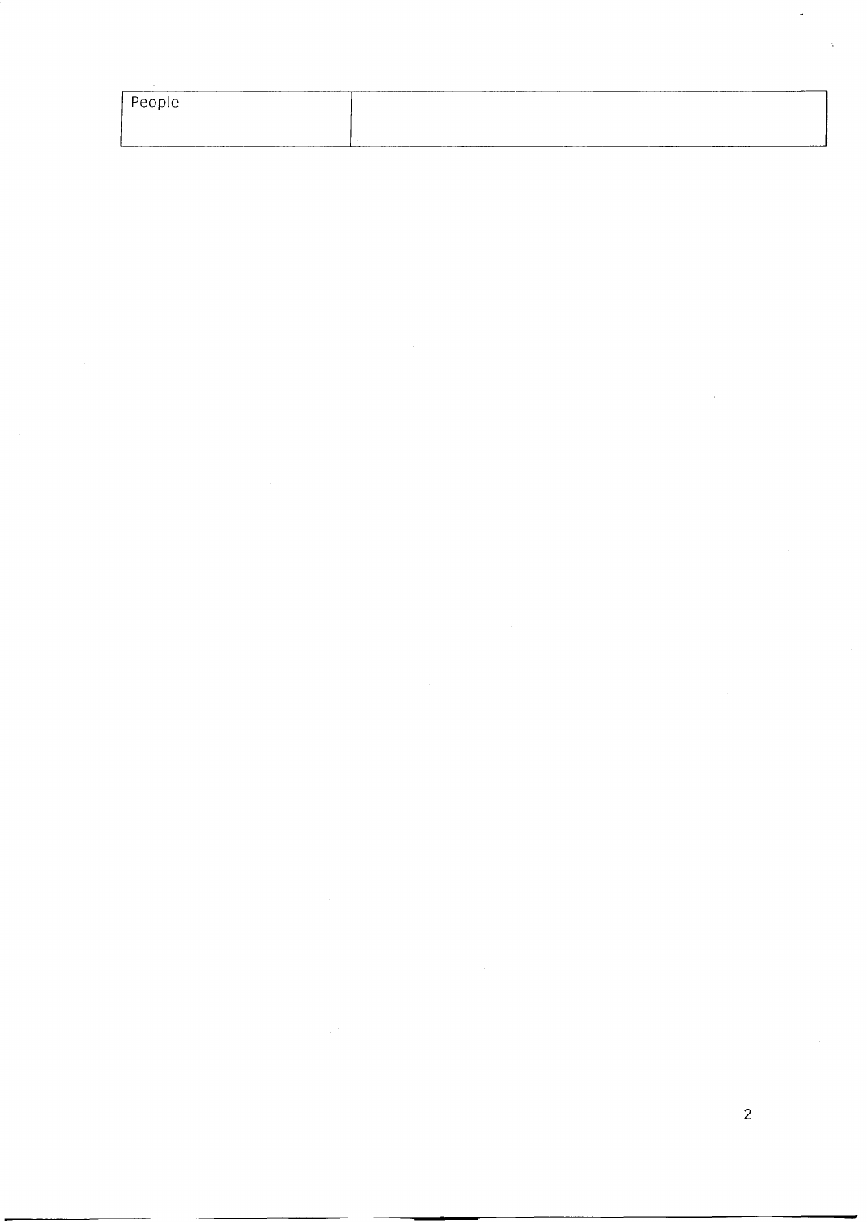| People | |
| --- | --- |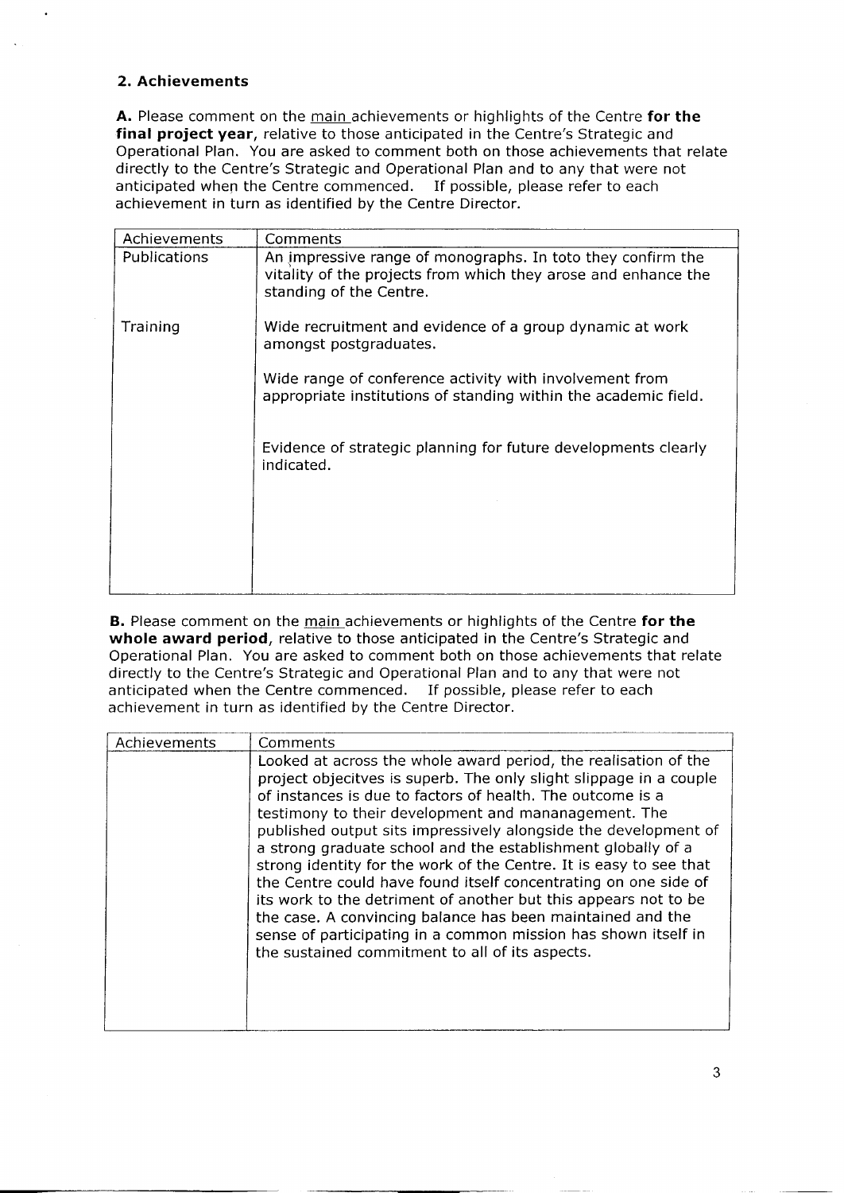## 2. Achievements

**A.** Please comment on the <u>main</u> achievements or highlights of the Centre **for the final project year**, relative to those anticipated in the Centre's Strategic and Operational Plan. You are asked to comment both on those achievements that relate directly to the Centre's Strategic and Operational Plan and to any that were not anticipated when the Centre commenced. If possible, please refer to each achievement in turn as identified by the Centre Director.

| Achievements | Comments |
|---|---|
| Publications | An impressive range of monographs. In toto they confirm the vitality of the projects from which they arose and enhance the standing of the Centre. |
| Training | Wide recruitment and evidence of a group dynamic at work amongst postgraduates.<br><br>Wide range of conference activity with involvement from appropriate institutions of standing within the academic field.<br><br>Evidence of strategic planning for future developments clearly indicated. |

**B.** Please comment on the <u>main</u> achievements or highlights of the Centre **for the whole award period**, relative to those anticipated in the Centre's Strategic and Operational Plan. You are asked to comment both on those achievements that relate directly to the Centre's Strategic and Operational Plan and to any that were not anticipated when the Centre commenced. If possible, please refer to each achievement in turn as identified by the Centre Director.

| Achievements | Comments |
|---|---|
| | Looked at across the whole award period, the realisation of the project objecitves is superb. The only slight slippage in a couple of instances is due to factors of health. The outcome is a testimony to their development and mananagement. The published output sits impressively alongside the development of a strong graduate school and the establishment globally of a strong identity for the work of the Centre. It is easy to see that the Centre could have found itself concentrating on one side of its work to the detriment of another but this appears not to be the case. A convincing balance has been maintained and the sense of participating in a common mission has shown itself in the sustained commitment to all of its aspects. |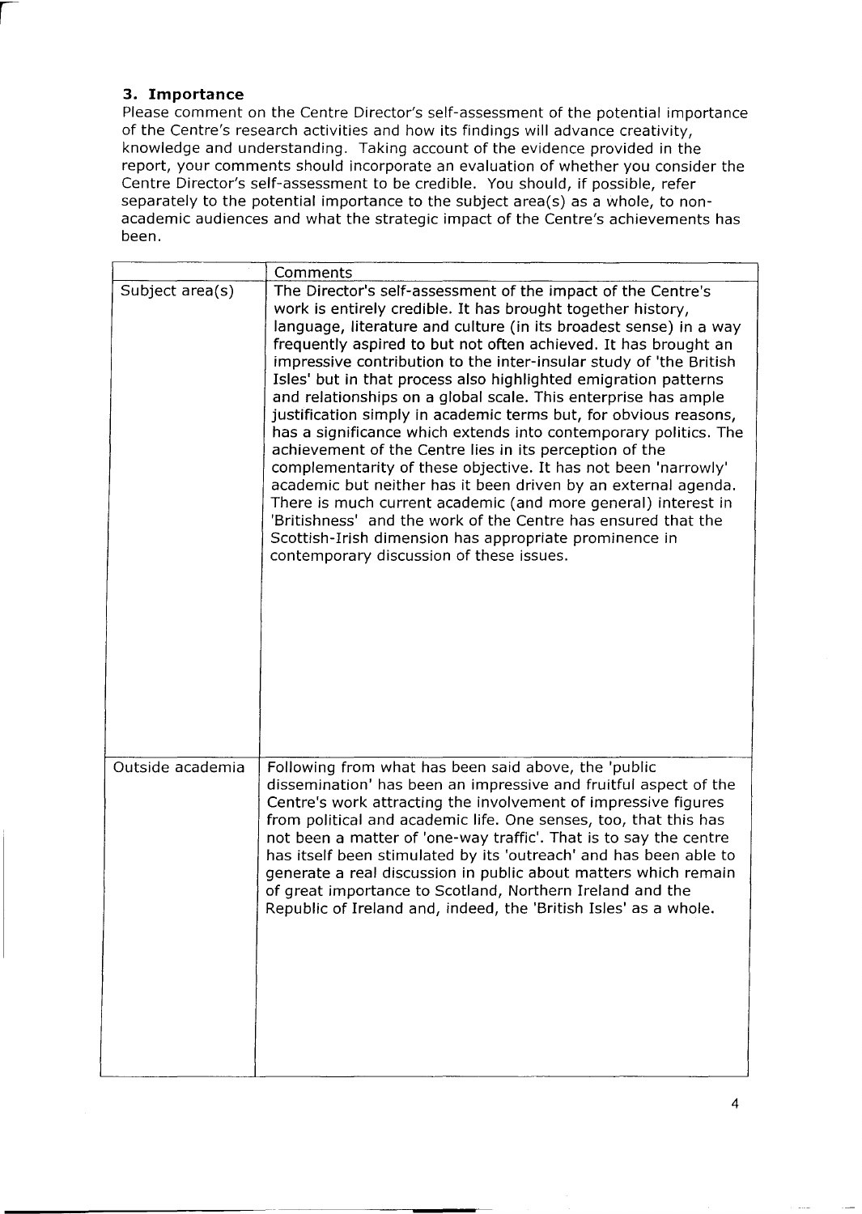### 3. Importance

Please comment on the Centre Director's self-assessment of the potential importance of the Centre's research activities and how its findings will advance creativity, knowledge and understanding. Taking account of the evidence provided in the report, your comments should incorporate an evaluation of whether you consider the Centre Director's self-assessment to be credible. You should, if possible, refer separately to the potential importance to the subject area(s) as a whole, to non-academic audiences and what the strategic impact of the Centre's achievements has been.

| | Comments |
|---|---|
| Subject area(s) | The Director's self-assessment of the impact of the Centre's work is entirely credible. It has brought together history, language, literature and culture (in its broadest sense) in a way frequently aspired to but not often achieved. It has brought an impressive contribution to the inter-insular study of 'the British Isles' but in that process also highlighted emigration patterns and relationships on a global scale. This enterprise has ample justification simply in academic terms but, for obvious reasons, has a significance which extends into contemporary politics. The achievement of the Centre lies in its perception of the complementarity of these objective. It has not been 'narrowly' academic but neither has it been driven by an external agenda. There is much current academic (and more general) interest in 'Britishness' and the work of the Centre has ensured that the Scottish-Irish dimension has appropriate prominence in contemporary discussion of these issues. |
| Outside academia | Following from what has been said above, the 'public dissemination' has been an impressive and fruitful aspect of the Centre's work attracting the involvement of impressive figures from political and academic life. One senses, too, that this has not been a matter of 'one-way traffic'. That is to say the centre has itself been stimulated by its 'outreach' and has been able to generate a real discussion in public about matters which remain of great importance to Scotland, Northern Ireland and the Republic of Ireland and, indeed, the 'British Isles' as a whole. |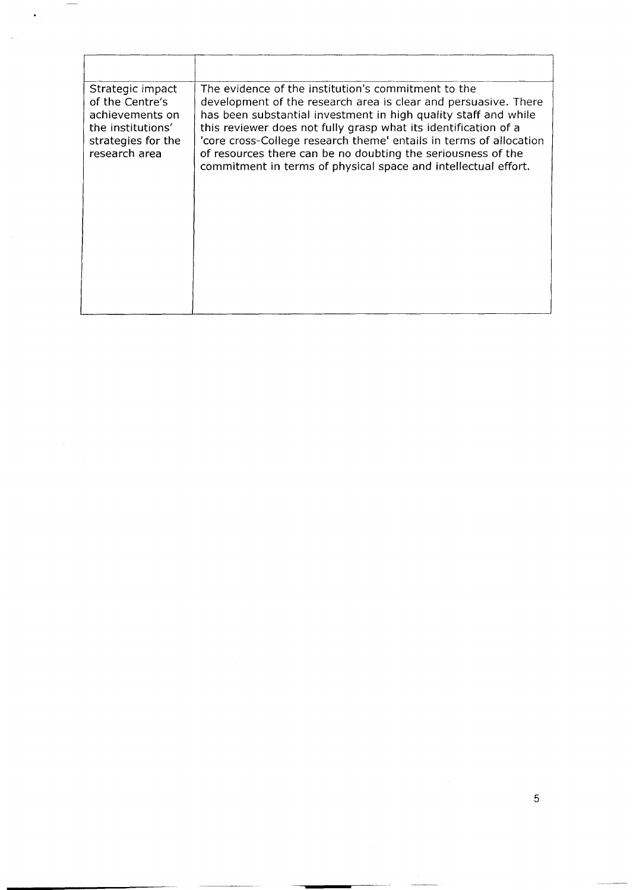| | |
|---|---|
| Strategic impact of the Centre's achievements on the institutions' strategies for the research area | The evidence of the institution's commitment to the development of the research area is clear and persuasive. There has been substantial investment in high quality staff and while this reviewer does not fully grasp what its identification of a 'core cross-College research theme' entails in terms of allocation of resources there can be no doubting the seriousness of the commitment in terms of physical space and intellectual effort. |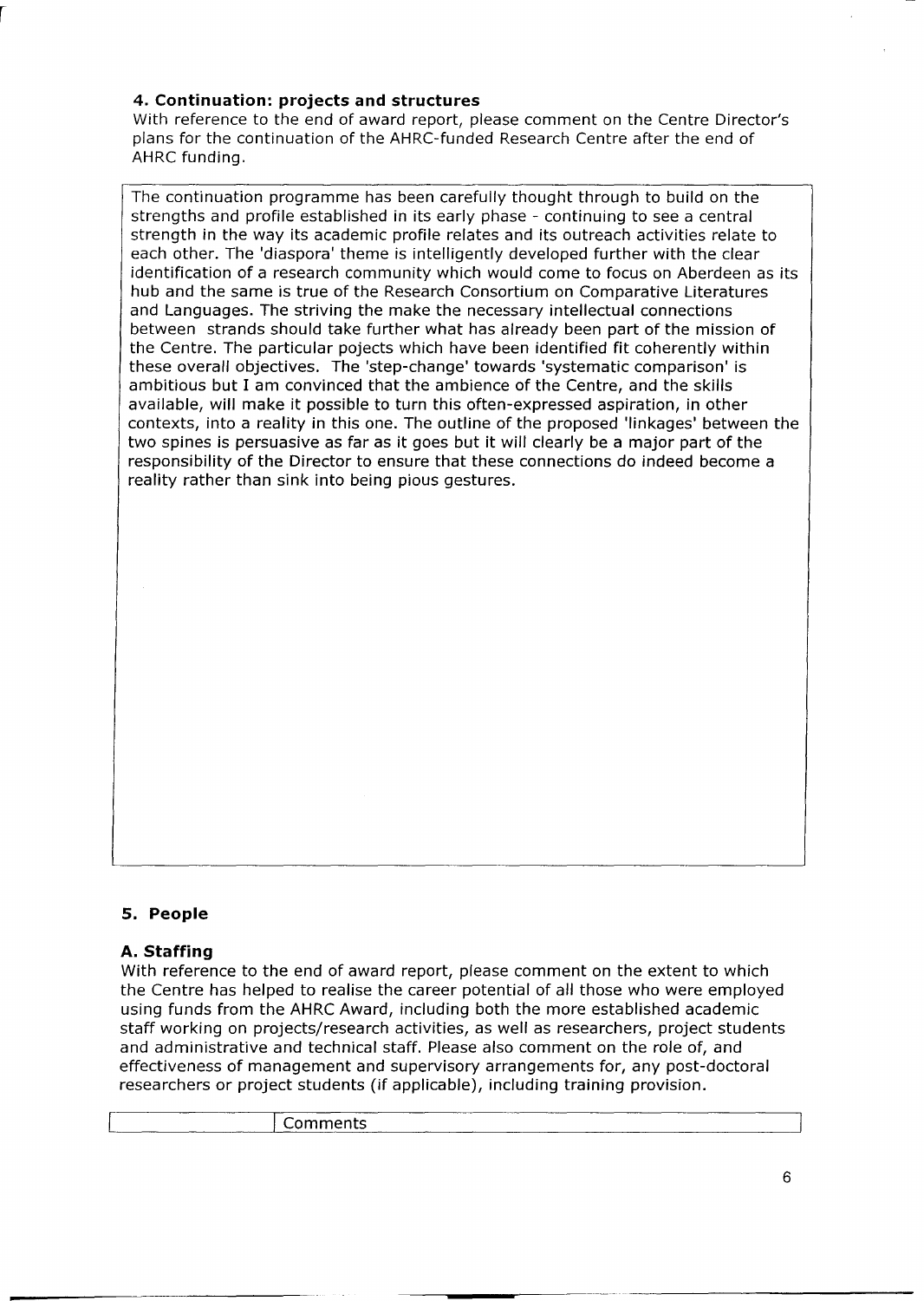### 4. Continuation: projects and structures

With reference to the end of award report, please comment on the Centre Director's plans for the continuation of the AHRC-funded Research Centre after the end of AHRC funding.

The continuation programme has been carefully thought through to build on the strengths and profile established in its early phase - continuing to see a central strength in the way its academic profile relates and its outreach activities relate to each other. The 'diaspora' theme is intelligently developed further with the clear identification of a research community which would come to focus on Aberdeen as its hub and the same is true of the Research Consortium on Comparative Literatures and Languages. The striving the make the necessary intellectual connections between strands should take further what has already been part of the mission of the Centre. The particular pojects which have been identified fit coherently within these overall objectives. The 'step-change' towards 'systematic comparison' is ambitious but I am convinced that the ambience of the Centre, and the skills available, will make it possible to turn this often-expressed aspiration, in other contexts, into a reality in this one. The outline of the proposed 'linkages' between the two spines is persuasive as far as it goes but it will clearly be a major part of the responsibility of the Director to ensure that these connections do indeed become a reality rather than sink into being pious gestures.

### 5. People

### A. Staffing

With reference to the end of award report, please comment on the extent to which the Centre has helped to realise the career potential of all those who were employed using funds from the AHRC Award, including both the more established academic staff working on projects/research activities, as well as researchers, project students and administrative and technical staff. Please also comment on the role of, and effectiveness of management and supervisory arrangements for, any post-doctoral researchers or project students (if applicable), including training provision.

| | Comments |
|---|---|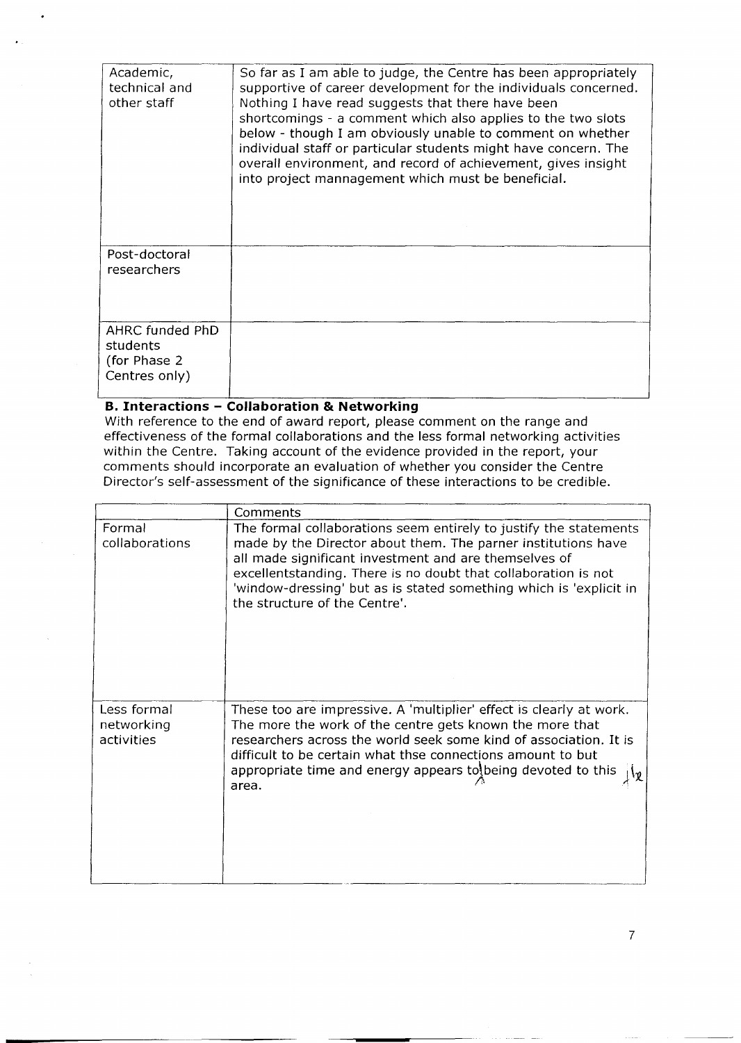| | |
|---|---|
| Academic, technical and other staff | So far as I am able to judge, the Centre has been appropriately supportive of career development for the individuals concerned. Nothing I have read suggests that there have been shortcomings - a comment which also applies to the two slots below - though I am obviously unable to comment on whether individual staff or particular students might have concern. The overall environment, and record of achievement, gives insight into project mannagement which must be beneficial. |
| Post-doctoral researchers | |
| AHRC funded PhD students (for Phase 2 Centres only) | |

**B. Interactions – Collaboration & Networking**

With reference to the end of award report, please comment on the range and effectiveness of the formal collaborations and the less formal networking activities within the Centre. Taking account of the evidence provided in the report, your comments should incorporate an evaluation of whether you consider the Centre Director's self-assessment of the significance of these interactions to be credible.

| | Comments |
|---|---|
| Formal collaborations | The formal collaborations seem entirely to justify the statements made by the Director about them. The parner institutions have all made significant investment and are themselves of excellentstanding. There is no doubt that collaboration is not 'window-dressing' but as is stated something which is 'explicit in the structure of the Centre'. |
| Less formal networking activities | These too are impressive. A 'multiplier' effect is clearly at work. The more the work of the centre gets known the more that researchers across the world seek some kind of association. It is difficult to be certain what thse connections amount to but appropriate time and energy appears to being devoted to this area. |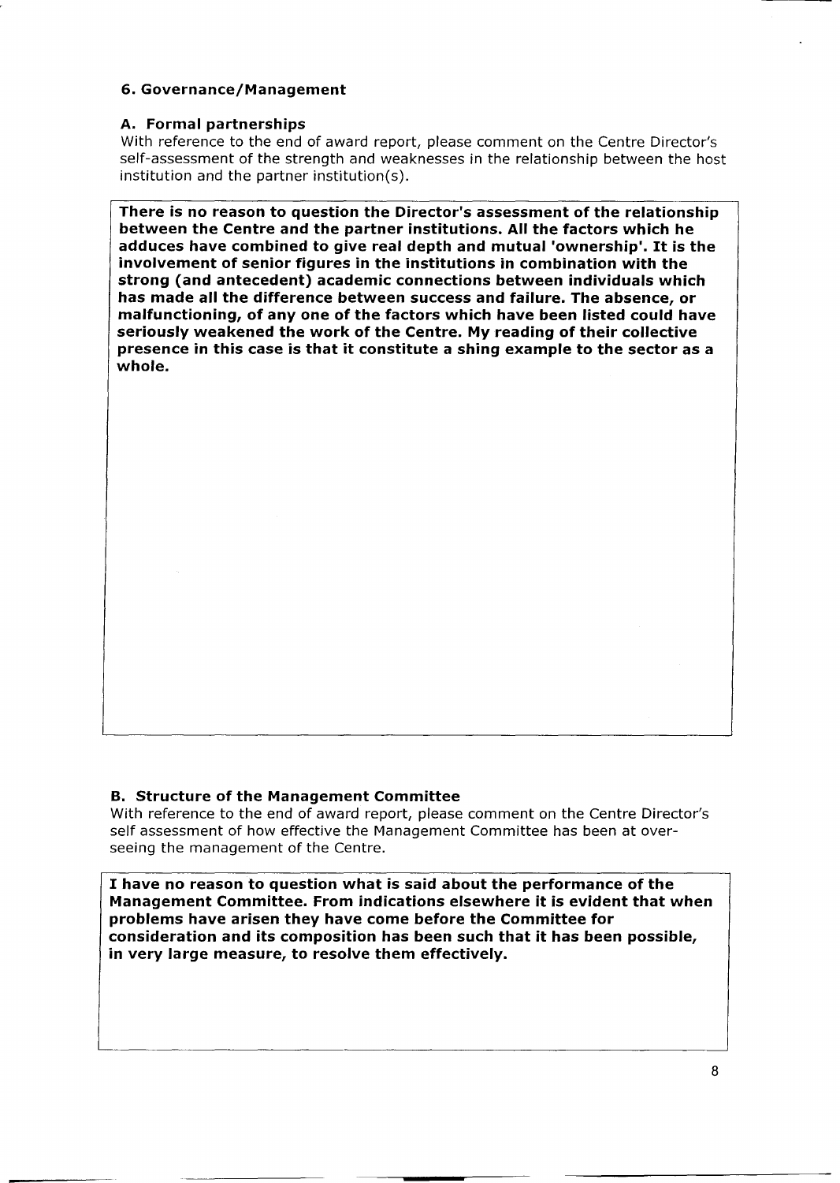### 6. Governance/Management

#### A. Formal partnerships

With reference to the end of award report, please comment on the Centre Director's self-assessment of the strength and weaknesses in the relationship between the host institution and the partner institution(s).

**There is no reason to question the Director's assessment of the relationship between the Centre and the partner institutions. All the factors which he adduces have combined to give real depth and mutual 'ownership'. It is the involvement of senior figures in the institutions in combination with the strong (and antecedent) academic connections between individuals which has made all the difference between success and failure. The absence, or malfunctioning, of any one of the factors which have been listed could have seriously weakened the work of the Centre. My reading of their collective presence in this case is that it constitute a shing example to the sector as a whole.**

#### B. Structure of the Management Committee

With reference to the end of award report, please comment on the Centre Director's self assessment of how effective the Management Committee has been at over-seeing the management of the Centre.

**I have no reason to question what is said about the performance of the Management Committee. From indications elsewhere it is evident that when problems have arisen they have come before the Committee for consideration and its composition has been such that it has been possible, in very large measure, to resolve them effectively.**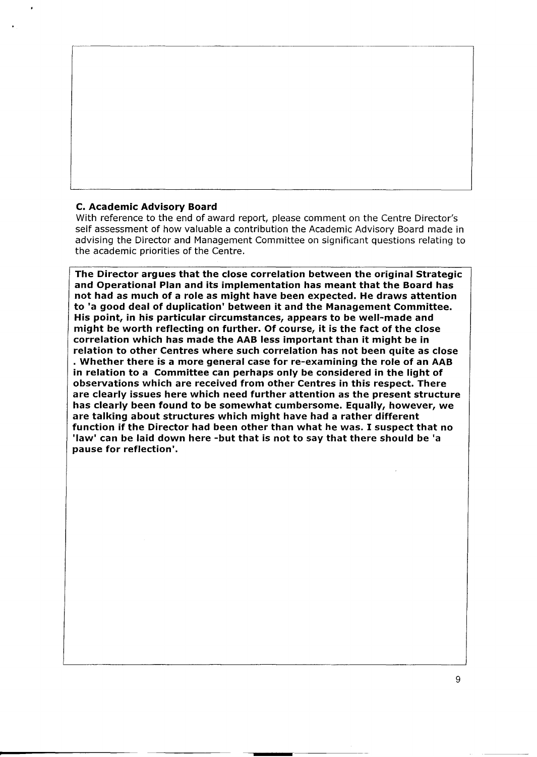### C. Academic Advisory Board

With reference to the end of award report, please comment on the Centre Director's self assessment of how valuable a contribution the Academic Advisory Board made in advising the Director and Management Committee on significant questions relating to the academic priorities of the Centre.

**The Director argues that the close correlation between the original Strategic and Operational Plan and its implementation has meant that the Board has not had as much of a role as might have been expected. He draws attention to 'a good deal of duplication' between it and the Management Committee. His point, in his particular circumstances, appears to be well-made and might be worth reflecting on further. Of course, it is the fact of the close correlation which has made the AAB less important than it might be in relation to other Centres where such correlation has not been quite as close . Whether there is a more general case for re-examining the role of an AAB in relation to a Committee can perhaps only be considered in the light of observations which are received from other Centres in this respect. There are clearly issues here which need further attention as the present structure has clearly been found to be somewhat cumbersome. Equally, however, we are talking about structures which might have had a rather different function if the Director had been other than what he was. I suspect that no 'law' can be laid down here -but that is not to say that there should be 'a pause for reflection'.**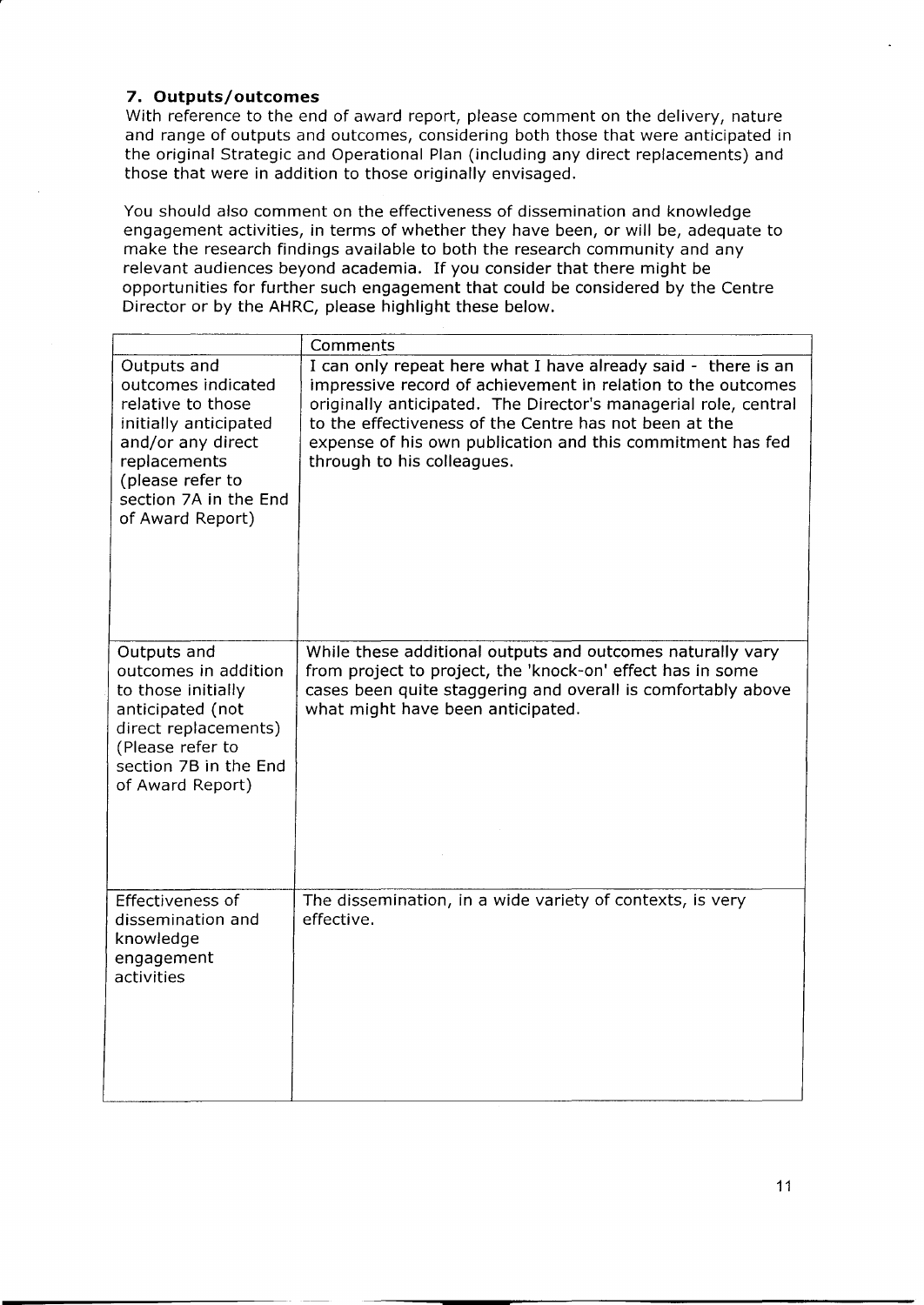### 7. Outputs/outcomes

With reference to the end of award report, please comment on the delivery, nature and range of outputs and outcomes, considering both those that were anticipated in the original Strategic and Operational Plan (including any direct replacements) and those that were in addition to those originally envisaged.

You should also comment on the effectiveness of dissemination and knowledge engagement activities, in terms of whether they have been, or will be, adequate to make the research findings available to both the research community and any relevant audiences beyond academia. If you consider that there might be opportunities for further such engagement that could be considered by the Centre Director or by the AHRC, please highlight these below.

| | Comments |
|---|---|
| Outputs and outcomes indicated relative to those initially anticipated and/or any direct replacements (please refer to section 7A in the End of Award Report) | I can only repeat here what I have already said - there is an impressive record of achievement in relation to the outcomes originally anticipated. The Director's managerial role, central to the effectiveness of the Centre has not been at the expense of his own publication and this commitment has fed through to his colleagues. |
| Outputs and outcomes in addition to those initially anticipated (not direct replacements) (Please refer to section 7B in the End of Award Report) | While these additional outputs and outcomes naturally vary from project to project, the 'knock-on' effect has in some cases been quite staggering and overall is comfortably above what might have been anticipated. |
| Effectiveness of dissemination and knowledge engagement activities | The dissemination, in a wide variety of contexts, is very effective. |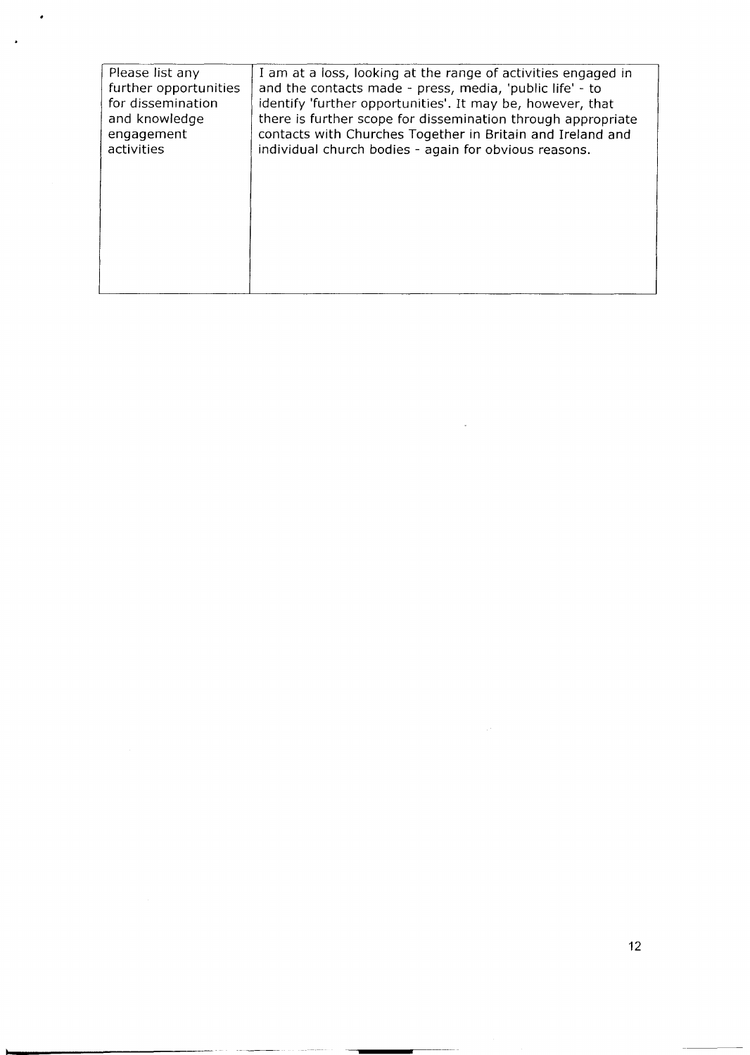| Please list any further opportunities for dissemination and knowledge engagement activities | I am at a loss, looking at the range of activities engaged in and the contacts made - press, media, 'public life' - to identify 'further opportunities'. It may be, however, that there is further scope for dissemination through appropriate contacts with Churches Together in Britain and Ireland and individual church bodies - again for obvious reasons. |
|---|---|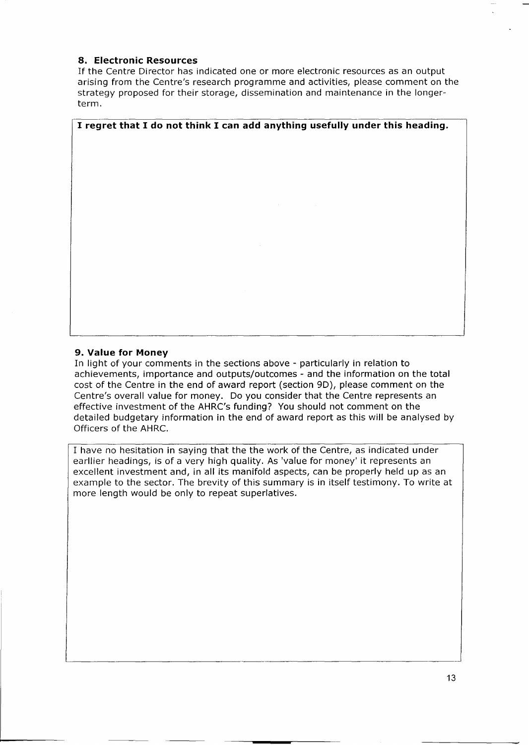### 8. Electronic Resources

If the Centre Director has indicated one or more electronic resources as an output arising from the Centre's research programme and activities, please comment on the strategy proposed for their storage, dissemination and maintenance in the longer-term.

**I regret that I do not think I can add anything usefully under this heading.**

### 9. Value for Money

In light of your comments in the sections above - particularly in relation to achievements, importance and outputs/outcomes - and the information on the total cost of the Centre in the end of award report (section 9D), please comment on the Centre's overall value for money. Do you consider that the Centre represents an effective investment of the AHRC's funding? You should not comment on the detailed budgetary information in the end of award report as this will be analysed by Officers of the AHRC.

I have no hesitation in saying that the the work of the Centre, as indicated under earllier headings, is of a very high quality. As 'value for money' it represents an excellent investment and, in all its manifold aspects, can be properly held up as an example to the sector. The brevity of this summary is in itself testimony. To write at more length would be only to repeat superlatives.